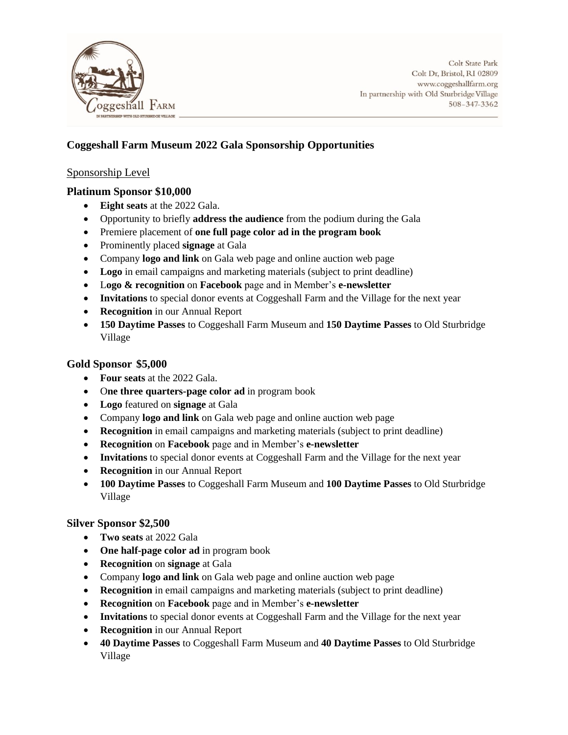Colt State Park
Colt Dr, Bristol, RI 02809
www.coggeshallfarm.org
In partnership with Old Sturbridge Village
508-347-3362

## Coggeshall Farm Museum 2022 Gala Sponsorship Opportunities

Sponsorship Level

### Platinum Sponsor $10,000

- **Eight seats** at the 2022 Gala.
- Opportunity to briefly **address the audience** from the podium during the Gala
- Premiere placement of **one full page color ad in the program book**
- Prominently placed **signage** at Gala
- Company **logo and link** on Gala web page and online auction web page
- **Logo** in email campaigns and marketing materials (subject to print deadline)
- L**ogo & recognition** on **Facebook** page and in Member's **e-newsletter**
- **Invitations** to special donor events at Coggeshall Farm and the Village for the next year
- **Recognition** in our Annual Report
- **150 Daytime Passes** to Coggeshall Farm Museum and **150 Daytime Passes** to Old Sturbridge Village

### Gold Sponsor $5,000

- **Four seats** at the 2022 Gala.
- O**ne three quarters-page color ad** in program book
- **Logo** featured on **signage** at Gala
- Company **logo and link** on Gala web page and online auction web page
- **Recognition** in email campaigns and marketing materials (subject to print deadline)
- **Recognition** on **Facebook** page and in Member's **e-newsletter**
- **Invitations** to special donor events at Coggeshall Farm and the Village for the next year
- **Recognition** in our Annual Report
- **100 Daytime Passes** to Coggeshall Farm Museum and **100 Daytime Passes** to Old Sturbridge Village

### Silver Sponsor $2,500

- **Two seats** at 2022 Gala
- **One half-page color ad** in program book
- **Recognition** on **signage** at Gala
- Company **logo and link** on Gala web page and online auction web page
- **Recognition** in email campaigns and marketing materials (subject to print deadline)
- **Recognition** on **Facebook** page and in Member's **e-newsletter**
- **Invitations** to special donor events at Coggeshall Farm and the Village for the next year
- **Recognition** in our Annual Report
- **40 Daytime Passes** to Coggeshall Farm Museum and **40 Daytime Passes** to Old Sturbridge Village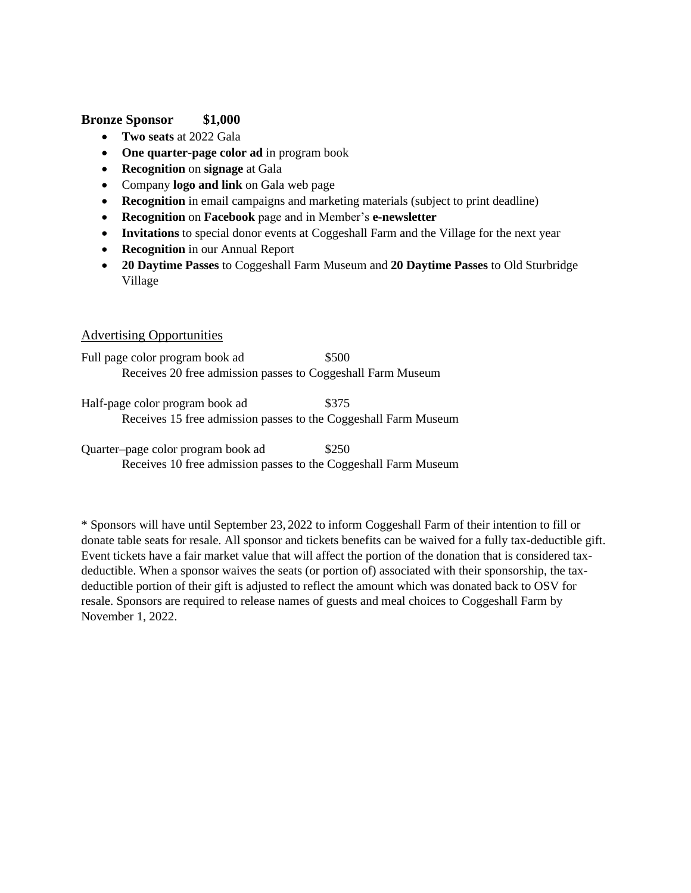**Bronze Sponsor $1,000**

- **Two seats** at 2022 Gala
- **One quarter-page color ad** in program book
- **Recognition** on **signage** at Gala
- Company **logo and link** on Gala web page
- **Recognition** in email campaigns and marketing materials (subject to print deadline)
- **Recognition** on **Facebook** page and in Member's **e-newsletter**
- **Invitations** to special donor events at Coggeshall Farm and the Village for the next year
- **Recognition** in our Annual Report
- **20 Daytime Passes** to Coggeshall Farm Museum and **20 Daytime Passes** to Old Sturbridge Village

<u>Advertising Opportunities</u>

Full page color program book ad $500
Receives 20 free admission passes to Coggeshall Farm Museum

Half-page color program book ad $375
Receives 15 free admission passes to the Coggeshall Farm Museum

Quarter–page color program book ad $250
Receives 10 free admission passes to the Coggeshall Farm Museum

* Sponsors will have until September 23, 2022 to inform Coggeshall Farm of their intention to fill or donate table seats for resale. All sponsor and tickets benefits can be waived for a fully tax-deductible gift. Event tickets have a fair market value that will affect the portion of the donation that is considered tax-deductible. When a sponsor waives the seats (or portion of) associated with their sponsorship, the tax-deductible portion of their gift is adjusted to reflect the amount which was donated back to OSV for resale. Sponsors are required to release names of guests and meal choices to Coggeshall Farm by November 1, 2022.